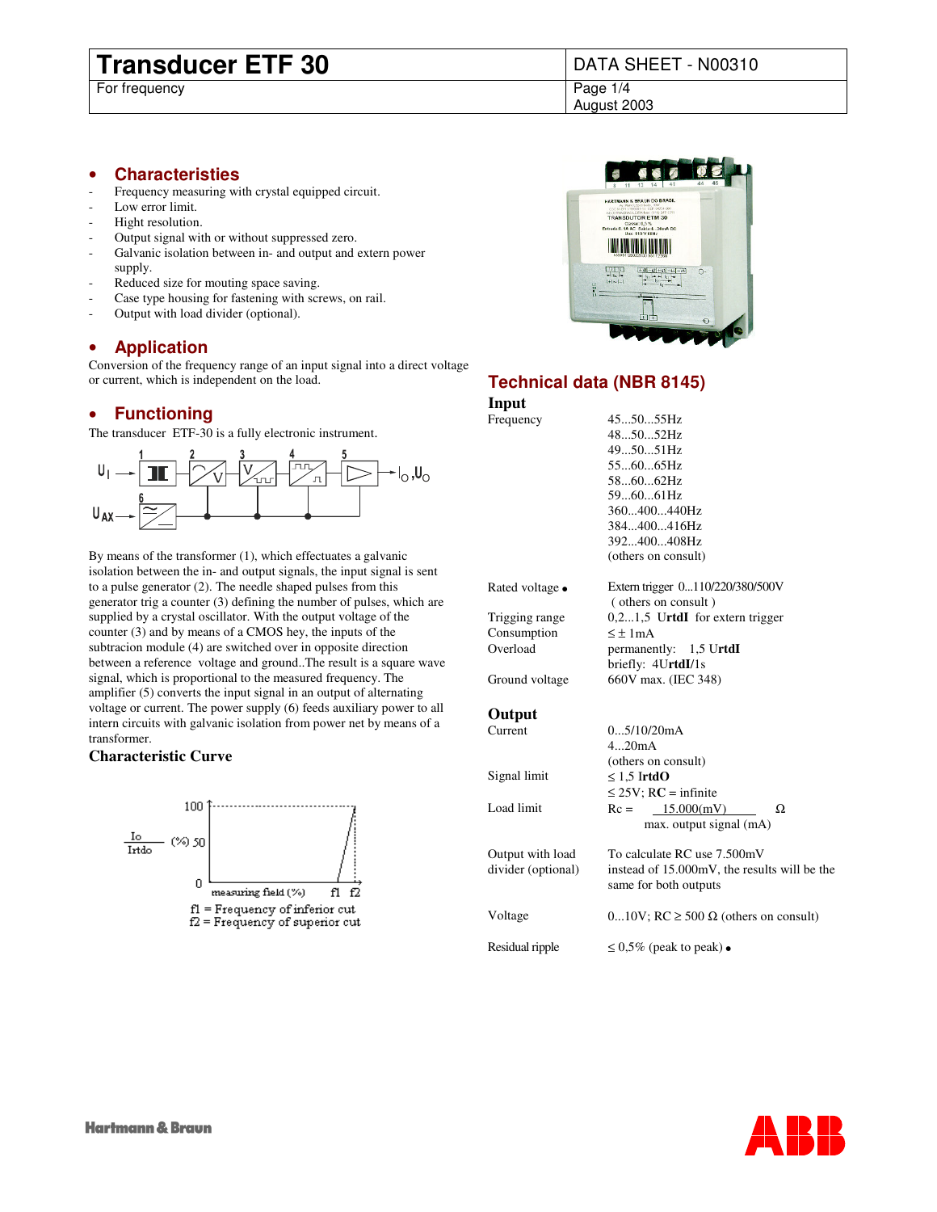# Transducer ETF 30

For frequency

DATA SHEET - N00310

August 2003

## • Characteristies

- Frequency measuring with crystal equipped circuit.
- Low error limit.
- Hight resolution.
- Output signal with or without suppressed zero.
- Galvanic isolation between in- and output and extern power supply.
- Reduced size for mouting space saving.
- Case type housing for fastening with screws, on rail.
- Output with load divider (optional).

## • Application

Conversion of the frequency range of an input signal into a direct voltage or current, which is independent on the load.

## • Functioning

The transducer ETF-30 is a fully electronic instrument.

By means of the transformer (1), which effectuates a galvanic isolation between the in- and output signals, the input signal is sent to a pulse generator (2). The needle shaped pulses from this generator trig a counter (3) defining the number of pulses, which are supplied by a crystal oscillator. With the output voltage of the counter (3) and by means of a CMOS hey, the inputs of the subtracion module (4) are switched over in opposite direction between a reference voltage and ground..The result is a square wave signal, which is proportional to the measured frequency. The amplifier (5) converts the input signal in an output of alternating voltage or current. The power supply (6) feeds auxiliary power to all intern circuits with galvanic isolation from power net by means of a transformer.

### Characteristic Curve

f1 = Frequency of inferior cut
f2 = Frequency of superior cut

## Technical data (NBR 8145)

### Input

| | |
|---|---|
| Frequency | 45...50...55Hz<br>48...50...52Hz<br>49...50...51Hz<br>55...60...65Hz<br>58...60...62Hz<br>59...60...61Hz<br>360...400...440Hz<br>384...400...416Hz<br>392...400...408Hz<br>(others on consult) |
| Rated voltage • | Extern trigger 0...110/220/380/500V<br>( others on consult ) |
| Trigging range | 0,2...1,5 **UrtdI** for extern trigger |
| Consumption | ≤ ± 1mA |
| Overload | permanently: 1,5 **UrtdI**<br>briefly: 4U**rtdI**/1s |
| Ground voltage | 660V max. (IEC 348) |

### Output

| | |
|---|---|
| Current | 0...5/10/20mA<br>4...20mA<br>(others on consult) |
| Signal limit | ≤ 1,5 **IrtdO**<br>≤ 25V; **RC** = infinite |
| Load limit | Rc = 15.000(mV) / max. output signal (mA) Ω |
| Output with load divider (optional) | To calculate RC use 7.500mV instead of 15.000mV, the results will be the same for both outputs |
| Voltage | 0...10V; RC ≥ 500 Ω (others on consult) |
| Residual ripple | ≤ 0,5% (peak to peak) • |

Hartmann & Braun

ABB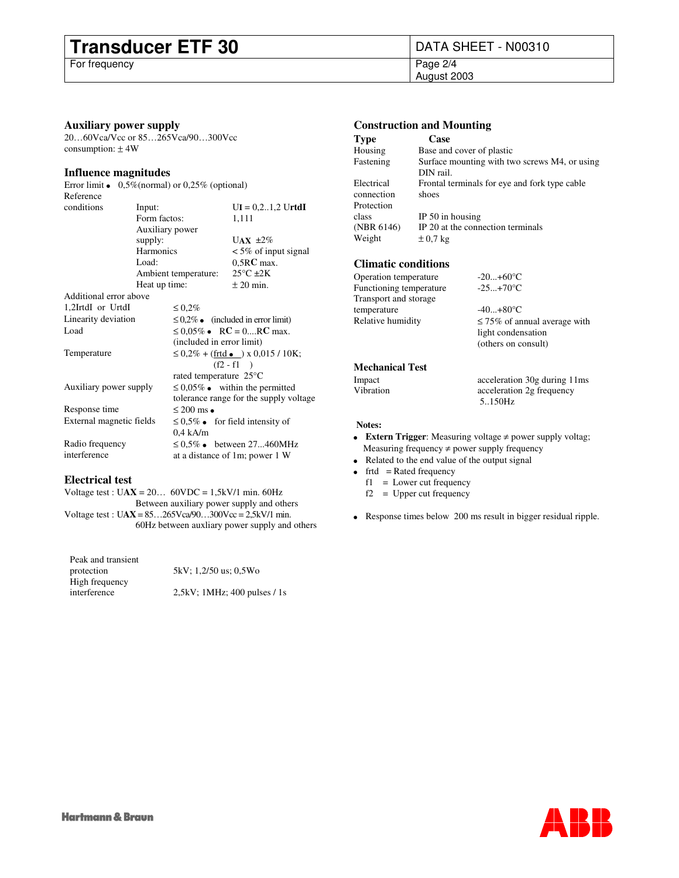## Auxiliary power supply

20…60Vca/Vcc or 85…265Vca/90…300Vcc
consumption: ± 4W

## Influence magnitudes

Error limit • 0,5%(normal) or 0,25% (optional)

| Reference conditions | | |
|---|---|---|
| | Input: | UI = 0,2..1,2 **U**rtd**I** |
| | Form factos: | 1,111 |
| | Auxiliary power supply: | U**AX** ±2% |
| | Harmonics | < 5% of input signal |
| | Load: | 0,5R**C** max. |
| | Ambient temperature: | 25°C ±2K |
| | Heat up time: | ± 20 min. |

| | |
|---|---|
| Additional error above 1,2IrtdI or UrtdI | ≤ 0,2% |
| Linearity deviation | ≤ 0,2% • (included in error limit) |
| Load | ≤ 0,05% • **R**C = 0....**R**C max. (included in error limit) |
| Temperature | ≤ 0,2% + $\left(\frac{\text{frtd} \bullet}{\text{f2 - f1}}\right)$ x 0,015 / 10K; rated temperature 25°C |
| Auxiliary power supply | ≤ 0,05% • within the permitted tolerance range for the supply voltage |
| Response time | ≤ 200 ms • |
| External magnetic fields | ≤ 0,5% • for field intensity of 0,4 kA/m |
| Radio frequency interference | ≤ 0,5% • between 27...460MHz at a distance of 1m; power 1 W |

## Electrical test

Voltage test : U**AX** = 20… 60VDC = 1,5kV/1 min. 60Hz
Between auxiliary power supply and others

Voltage test : U**AX** = 85…265Vca/90…300Vcc = 2,5kV/1 min.
60Hz between auxliary power supply and others

| | |
|---|---|
| Peak and transient protection | 5kV; 1,2/50 us; 0,5Wo |
| High frequency interference | 2,5kV; 1MHz; 400 pulses / 1s |

## Construction and Mounting

| **Type** | **Case** |
|---|---|
| Housing | Base and cover of plastic |
| Fastening | Surface mounting with two screws M4, or using DIN rail. |
| Electrical connection | Frontal terminals for eye and fork type cable shoes |
| Protection class (NBR 6146) | IP 50 in housing<br>IP 20 at the connection terminals |
| Weight | ± 0,7 kg |

## Climatic conditions

| | |
|---|---|
| Operation temperature | -20...+60°C |
| Functioning temperature | -25...+70°C |
| Transport and storage temperature | -40...+80°C |
| Relative humidity | ≤ 75% of annual average with light condensation (others on consult) |

## Mechanical Test

| | |
|---|---|
| Impact | acceleration 30g during 11ms |
| Vibration | acceleration 2g frequency 5..150Hz |

**Notes:**

- **Extern Trigger**: Measuring voltage ≠ power supply voltag; Measuring frequency ≠ power supply frequency
- Related to the end value of the output signal
- frtd = Rated frequency
  f1 = Lower cut frequency
  f2 = Upper cut frequency
- Response times below 200 ms result in bigger residual ripple.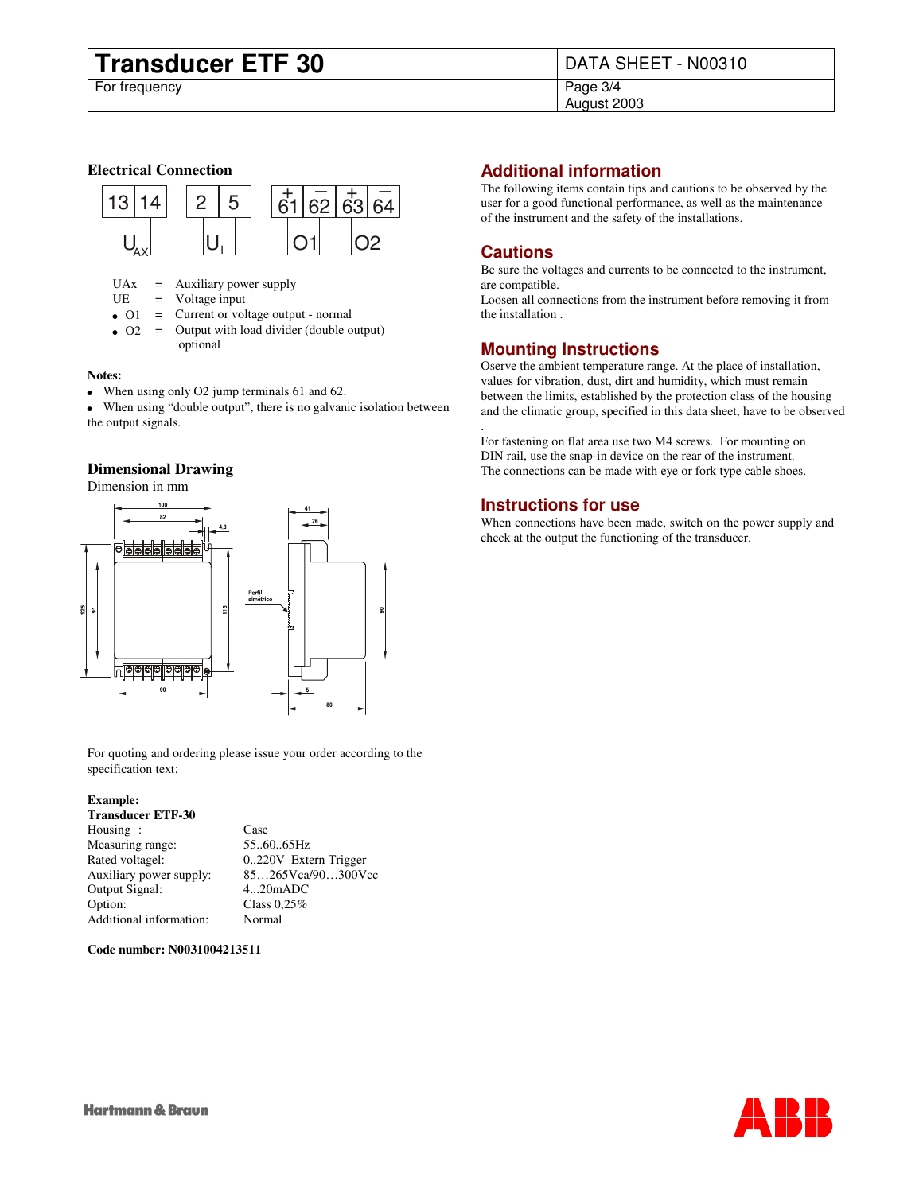## Electrical Connection

| 13 | 14 | | 2 | 5 | | + 61 | − 62 | + 63 | − 64 |
|---|---|---|---|---|---|---|---|---|---|
| $U_{AX}$ | | | $U_I$ | | | O1 | | O2 | |

UAx = Auxiliary power supply
UE = Voltage input

- O1 = Current or voltage output - normal
- O2 = Output with load divider (double output) optional

**Notes:**

- When using only O2 jump terminals 61 and 62.
- When using "double output", there is no galvanic isolation between the output signals.

## Dimensional Drawing

Dimension in mm

For quoting and ordering please issue your order according to the specification text:

**Example:**
**Transducer ETF-30**

| | |
|---|---|
| Housing : | Case |
| Measuring range: | 55..60..65Hz |
| Rated voltagel: | 0..220V Extern Trigger |
| Auxiliary power supply: | 85…265Vca/90…300Vcc |
| Output Signal: | 4...20mADC |
| Option: | Class 0,25% |
| Additional information: | Normal |

**Code number: N0031004213511**

## Additional information

The following items contain tips and cautions to be observed by the user for a good functional performance, as well as the maintenance of the instrument and the safety of the installations.

## Cautions

Be sure the voltages and currents to be connected to the instrument, are compatible.
Loosen all connections from the instrument before removing it from the installation .

## Mounting Instructions

Oserve the ambient temperature range. At the place of installation, values for vibration, dust, dirt and humidity, which must remain between the limits, established by the protection class of the housing and the climatic group, specified in this data sheet, have to be observed

.

For fastening on flat area use two M4 screws. For mounting on DIN rail, use the snap-in device on the rear of the instrument.
The connections can be made with eye or fork type cable shoes.

## Instructions for use

When connections have been made, switch on the power supply and check at the output the functioning of the transducer.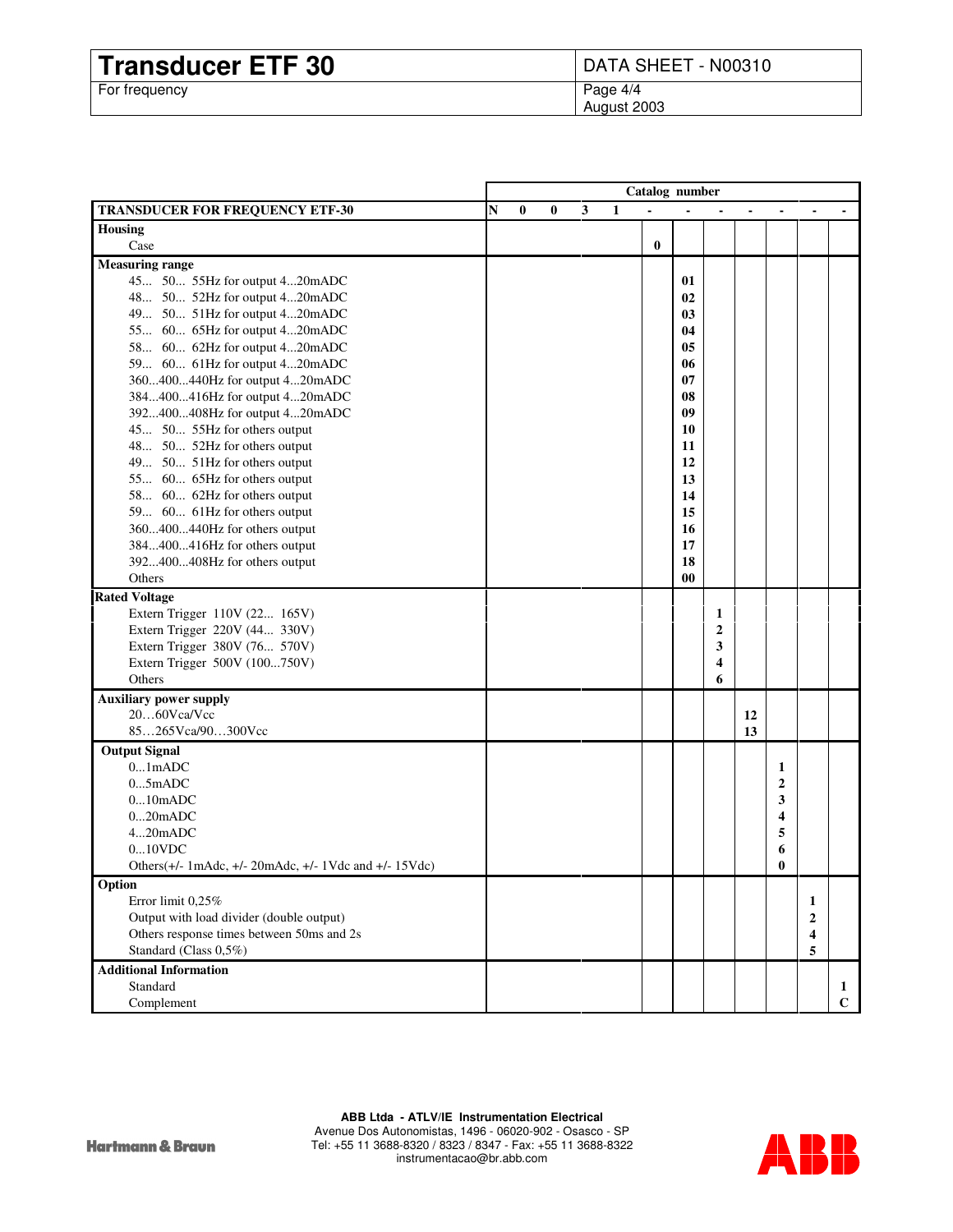| | Catalog number | | | | | | | | | | | |
|---|---|---|---|---|---|---|---|---|---|---|---|---|
| **TRANSDUCER FOR FREQUENCY ETF-30** | **N** | **0** | **0** | **3** | **1** | **-** | **-** | **-** | **-** | **-** | **-** | **-** |
| **Housing** | | | | | | | | | | | | |
| Case | | | | | | **0** | | | | | | |
| **Measuring range** | | | | | | | | | | | | |
| 45... 50... 55Hz for output 4...20mADC | | | | | | | **01** | | | | | |
| 48... 50... 52Hz for output 4...20mADC | | | | | | | **02** | | | | | |
| 49... 50... 51Hz for output 4...20mADC | | | | | | | **03** | | | | | |
| 55... 60... 65Hz for output 4...20mADC | | | | | | | **04** | | | | | |
| 58... 60... 62Hz for output 4...20mADC | | | | | | | **05** | | | | | |
| 59... 60... 61Hz for output 4...20mADC | | | | | | | **06** | | | | | |
| 360...400...440Hz for output 4...20mADC | | | | | | | **07** | | | | | |
| 384...400...416Hz for output 4...20mADC | | | | | | | **08** | | | | | |
| 392...400...408Hz for output 4...20mADC | | | | | | | **09** | | | | | |
| 45... 50... 55Hz for others output | | | | | | | **10** | | | | | |
| 48... 50... 52Hz for others output | | | | | | | **11** | | | | | |
| 49... 50... 51Hz for others output | | | | | | | **12** | | | | | |
| 55... 60... 65Hz for others output | | | | | | | **13** | | | | | |
| 58... 60... 62Hz for others output | | | | | | | **14** | | | | | |
| 59... 60... 61Hz for others output | | | | | | | **15** | | | | | |
| 360...400...440Hz for others output | | | | | | | **16** | | | | | |
| 384...400...416Hz for others output | | | | | | | **17** | | | | | |
| 392...400...408Hz for others output | | | | | | | **18** | | | | | |
| Others | | | | | | | **00** | | | | | |
| **Rated Voltage** | | | | | | | | | | | | |
| Extern Trigger 110V (22... 165V) | | | | | | | | **1** | | | | |
| Extern Trigger 220V (44... 330V) | | | | | | | | **2** | | | | |
| Extern Trigger 380V (76... 570V) | | | | | | | | **3** | | | | |
| Extern Trigger 500V (100...750V) | | | | | | | | **4** | | | | |
| Others | | | | | | | | **6** | | | | |
| **Auxiliary power supply** | | | | | | | | | | | | |
| 20…60Vca/Vcc | | | | | | | | | **12** | | | |
| 85…265Vca/90…300Vcc | | | | | | | | | **13** | | | |
| **Output Signal** | | | | | | | | | | | | |
| 0...1mADC | | | | | | | | | | **1** | | |
| 0...5mADC | | | | | | | | | | **2** | | |
| 0...10mADC | | | | | | | | | | **3** | | |
| 0...20mADC | | | | | | | | | | **4** | | |
| 4...20mADC | | | | | | | | | | **5** | | |
| 0...10VDC | | | | | | | | | | **6** | | |
| Others(+/- 1mAdc, +/- 20mAdc, +/- 1Vdc and +/- 15Vdc) | | | | | | | | | | **0** | | |
| **Option** | | | | | | | | | | | | |
| Error limit 0,25% | | | | | | | | | | | **1** | |
| Output with load divider (double output) | | | | | | | | | | | **2** | |
| Others response times between 50ms and 2s | | | | | | | | | | | **4** | |
| Standard (Class 0,5%) | | | | | | | | | | | **5** | |
| **Additional Information** | | | | | | | | | | | | |
| Standard | | | | | | | | | | | | **1** |
| Complement | | | | | | | | | | | | **C** |

Hartmann & Braun

**ABB Ltda - ATLV/IE Instrumentation Electrical**
Avenue Dos Autonomistas, 1496 - 06020-902 - Osasco - SP
Tel: +55 11 3688-8320 / 8323 / 8347 - Fax: +55 11 3688-8322
instrumentacao@br.abb.com

ABB